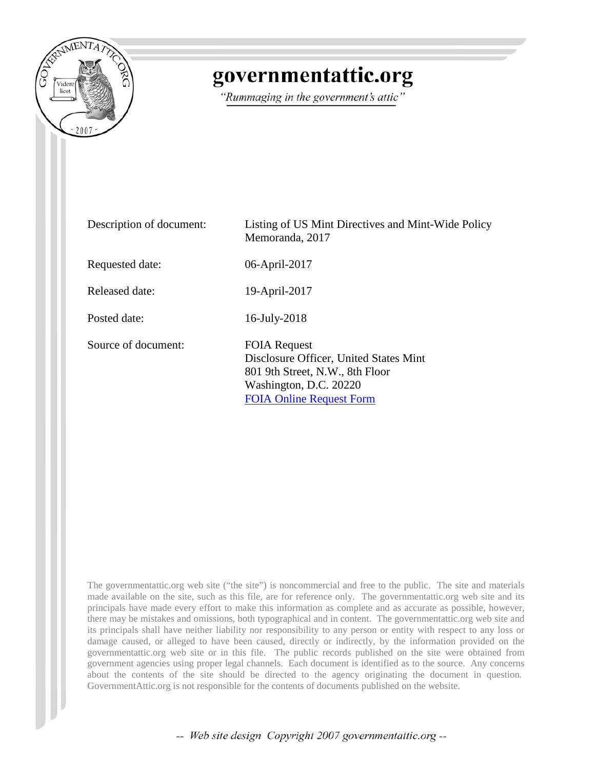# governmentattic.org

*"Rummaging in the government's attic"*

| | |
|---|---|
| Description of document: | Listing of US Mint Directives and Mint-Wide Policy Memoranda, 2017 |
| Requested date: | 06-April-2017 |
| Released date: | 19-April-2017 |
| Posted date: | 16-July-2018 |
| Source of document: | FOIA Request<br>Disclosure Officer, United States Mint<br>801 9th Street, N.W., 8th Floor<br>Washington, D.C. 20220<br>FOIA Online Request Form |

The governmentattic.org web site ("the site") is noncommercial and free to the public. The site and materials made available on the site, such as this file, are for reference only. The governmentattic.org web site and its principals have made every effort to make this information as complete and as accurate as possible, however, there may be mistakes and omissions, both typographical and in content. The governmentattic.org web site and its principals shall have neither liability nor responsibility to any person or entity with respect to any loss or damage caused, or alleged to have been caused, directly or indirectly, by the information provided on the governmentattic.org web site or in this file. The public records published on the site were obtained from government agencies using proper legal channels. Each document is identified as to the source. Any concerns about the contents of the site should be directed to the agency originating the document in question. GovernmentAttic.org is not responsible for the contents of documents published on the website.

-- Web site design Copyright 2007 governmentattic.org --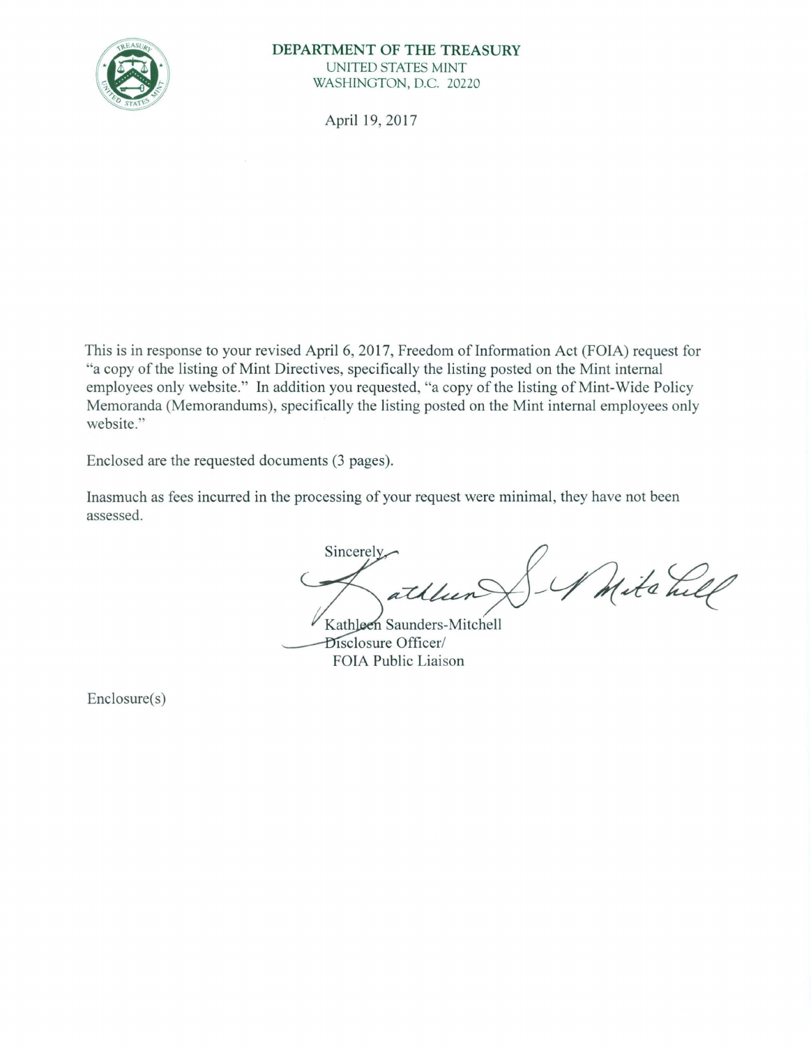**DEPARTMENT OF THE TREASURY**
UNITED STATES MINT
WASHINGTON, D.C. 20220

April 19, 2017

This is in response to your revised April 6, 2017, Freedom of Information Act (FOIA) request for "a copy of the listing of Mint Directives, specifically the listing posted on the Mint internal employees only website." In addition you requested, "a copy of the listing of Mint-Wide Policy Memoranda (Memorandums), specifically the listing posted on the Mint internal employees only website."

Enclosed are the requested documents (3 pages).

Inasmuch as fees incurred in the processing of your request were minimal, they have not been assessed.

Sincerely,

Kathleen Saunders-Mitchell
Disclosure Officer/
FOIA Public Liaison

Enclosure(s)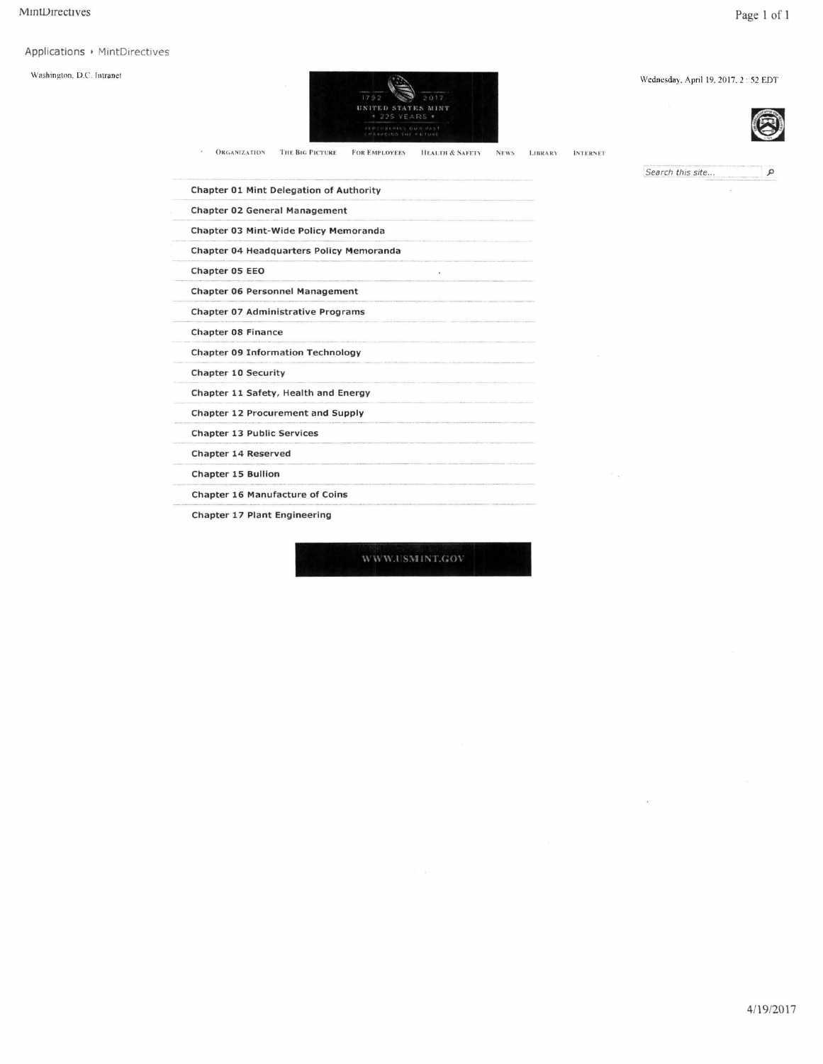Applications › MintDirectives

Washington, D.C. Intranet

Wednesday, April 19, 2017, 2 : 52 EDT

ORGANIZATION | THE BIG PICTURE | FOR EMPLOYEES | HEALTH & SAFETY | NEWS | LIBRARY | INTERNET

Search this site...

- **Chapter 01 Mint Delegation of Authority**
- **Chapter 02 General Management**
- **Chapter 03 Mint-Wide Policy Memoranda**
- **Chapter 04 Headquarters Policy Memoranda**
- **Chapter 05 EEO**
- **Chapter 06 Personnel Management**
- **Chapter 07 Administrative Programs**
- **Chapter 08 Finance**
- **Chapter 09 Information Technology**
- **Chapter 10 Security**
- **Chapter 11 Safety, Health and Energy**
- **Chapter 12 Procurement and Supply**
- **Chapter 13 Public Services**
- **Chapter 14 Reserved**
- **Chapter 15 Bullion**
- **Chapter 16 Manufacture of Coins**
- **Chapter 17 Plant Engineering**

WWW.USMINT.GOV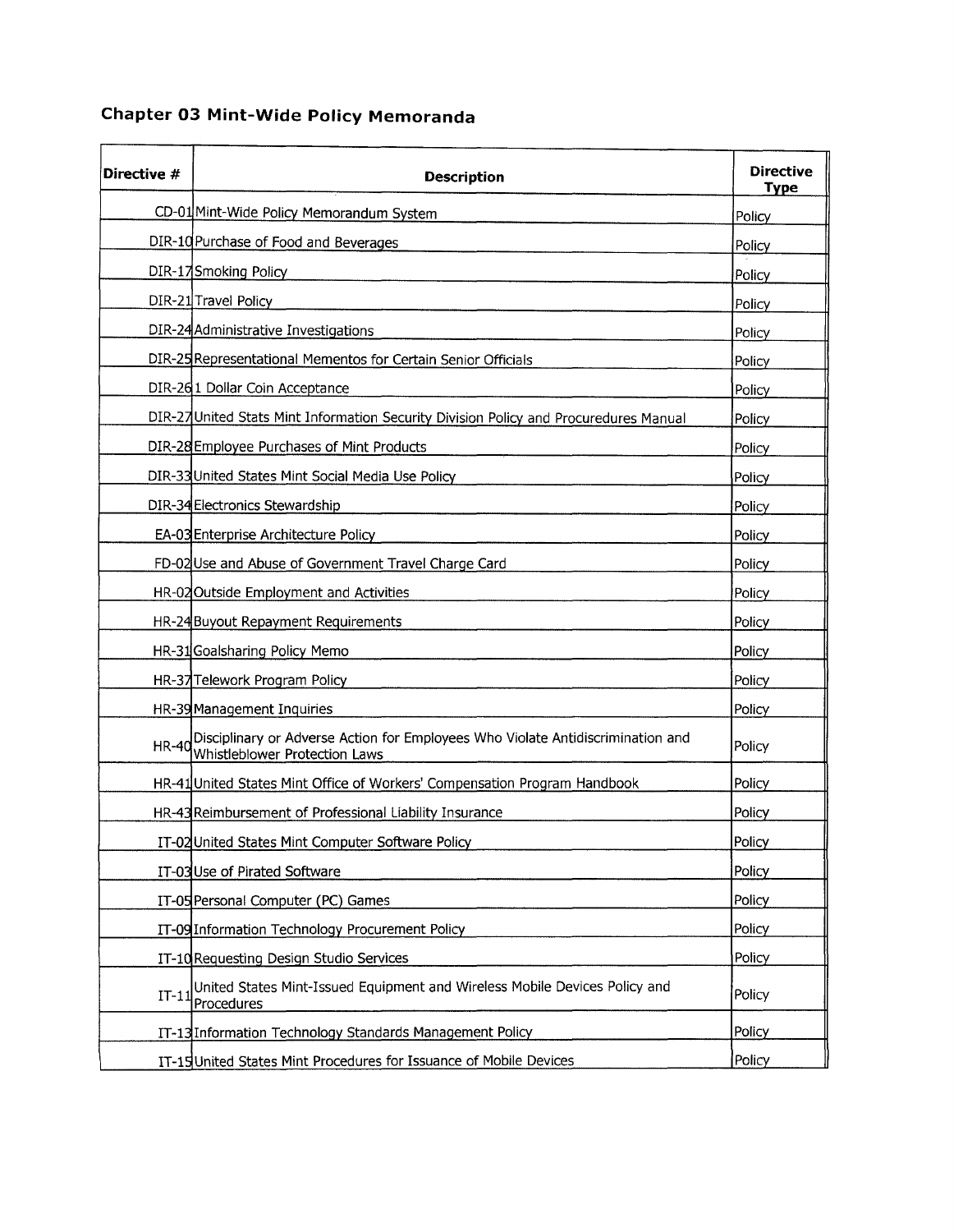## Chapter 03 Mint-Wide Policy Memoranda

| Directive # | Description | Directive Type |
|---|---|---|
| CD-01 | Mint-Wide Policy Memorandum System | Policy |
| DIR-10 | Purchase of Food and Beverages | Policy |
| DIR-17 | Smoking Policy | Policy |
| DIR-21 | Travel Policy | Policy |
| DIR-24 | Administrative Investigations | Policy |
| DIR-25 | Representational Mementos for Certain Senior Officials | Policy |
| DIR-26 | 1 Dollar Coin Acceptance | Policy |
| DIR-27 | United Stats Mint Information Security Division Policy and Procuredures Manual | Policy |
| DIR-28 | Employee Purchases of Mint Products | Policy |
| DIR-33 | United States Mint Social Media Use Policy | Policy |
| DIR-34 | Electronics Stewardship | Policy |
| EA-03 | Enterprise Architecture Policy | Policy |
| FD-02 | Use and Abuse of Government Travel Charge Card | Policy |
| HR-02 | Outside Employment and Activities | Policy |
| HR-24 | Buyout Repayment Requirements | Policy |
| HR-31 | Goalsharing Policy Memo | Policy |
| HR-37 | Telework Program Policy | Policy |
| HR-39 | Management Inquiries | Policy |
| HR-40 | Disciplinary or Adverse Action for Employees Who Violate Antidiscrimination and Whistleblower Protection Laws | Policy |
| HR-41 | United States Mint Office of Workers' Compensation Program Handbook | Policy |
| HR-43 | Reimbursement of Professional Liability Insurance | Policy |
| IT-02 | United States Mint Computer Software Policy | Policy |
| IT-03 | Use of Pirated Software | Policy |
| IT-05 | Personal Computer (PC) Games | Policy |
| IT-09 | Information Technology Procurement Policy | Policy |
| IT-10 | Requesting Design Studio Services | Policy |
| IT-11 | United States Mint-Issued Equipment and Wireless Mobile Devices Policy and Procedures | Policy |
| IT-13 | Information Technology Standards Management Policy | Policy |
| IT-15 | United States Mint Procedures for Issuance of Mobile Devices | Policy |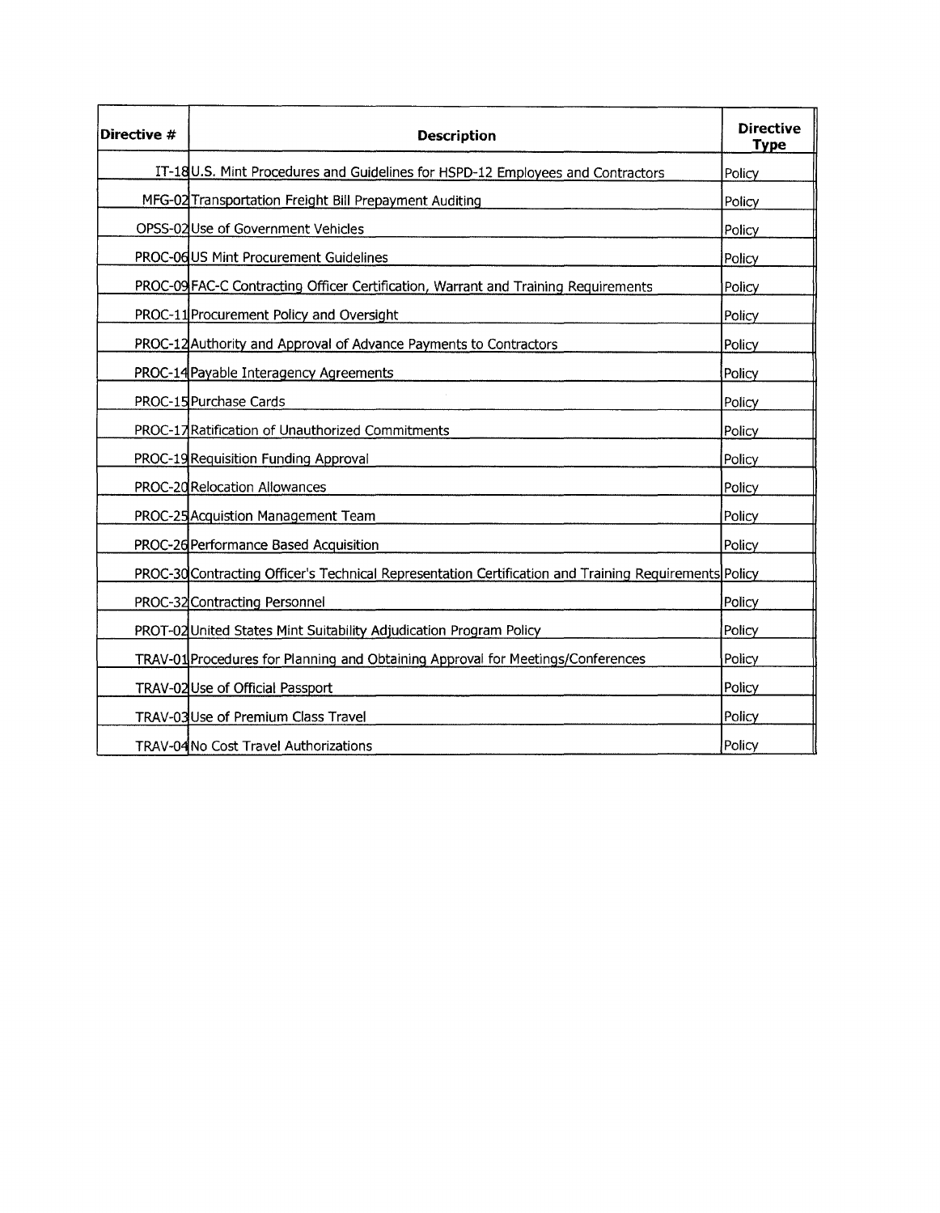| Directive # | Description | Directive Type |
|---|---|---|
| IT-18 | U.S. Mint Procedures and Guidelines for HSPD-12 Employees and Contractors | Policy |
| MFG-02 | Transportation Freight Bill Prepayment Auditing | Policy |
| OPSS-02 | Use of Government Vehicles | Policy |
| PROC-06 | US Mint Procurement Guidelines | Policy |
| PROC-09 | FAC-C Contracting Officer Certification, Warrant and Training Requirements | Policy |
| PROC-11 | Procurement Policy and Oversight | Policy |
| PROC-12 | Authority and Approval of Advance Payments to Contractors | Policy |
| PROC-14 | Payable Interagency Agreements | Policy |
| PROC-15 | Purchase Cards | Policy |
| PROC-17 | Ratification of Unauthorized Commitments | Policy |
| PROC-19 | Requisition Funding Approval | Policy |
| PROC-20 | Relocation Allowances | Policy |
| PROC-25 | Acquistion Management Team | Policy |
| PROC-26 | Performance Based Acquisition | Policy |
| PROC-30 | Contracting Officer's Technical Representation Certification and Training Requirements | Policy |
| PROC-32 | Contracting Personnel | Policy |
| PROT-02 | United States Mint Suitability Adjudication Program Policy | Policy |
| TRAV-01 | Procedures for Planning and Obtaining Approval for Meetings/Conferences | Policy |
| TRAV-02 | Use of Official Passport | Policy |
| TRAV-03 | Use of Premium Class Travel | Policy |
| TRAV-04 | No Cost Travel Authorizations | Policy |